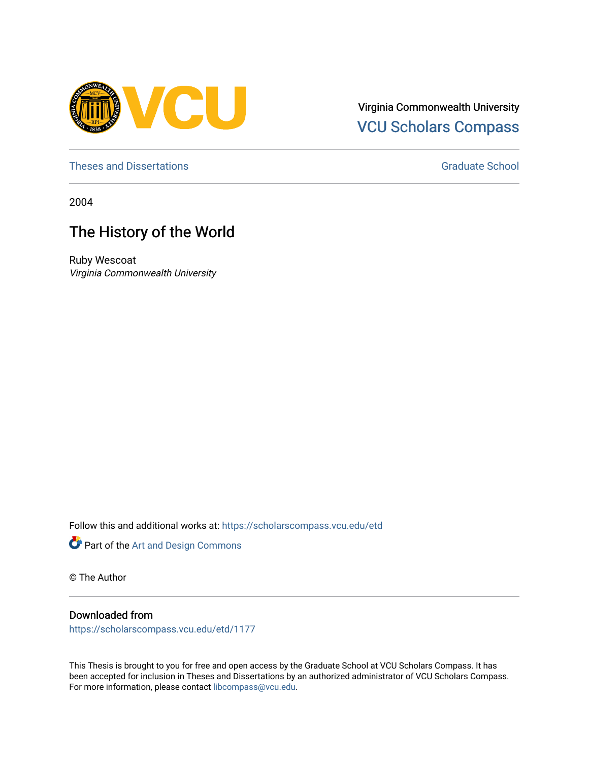Virginia Commonwealth University
VCU Scholars Compass

Theses and Dissertations

Graduate School

2004

# The History of the World

Ruby Wescoat
*Virginia Commonwealth University*

Follow this and additional works at: https://scholarscompass.vcu.edu/etd

Part of the Art and Design Commons

© The Author

## Downloaded from

https://scholarscompass.vcu.edu/etd/1177

This Thesis is brought to you for free and open access by the Graduate School at VCU Scholars Compass. It has been accepted for inclusion in Theses and Dissertations by an authorized administrator of VCU Scholars Compass. For more information, please contact libcompass@vcu.edu.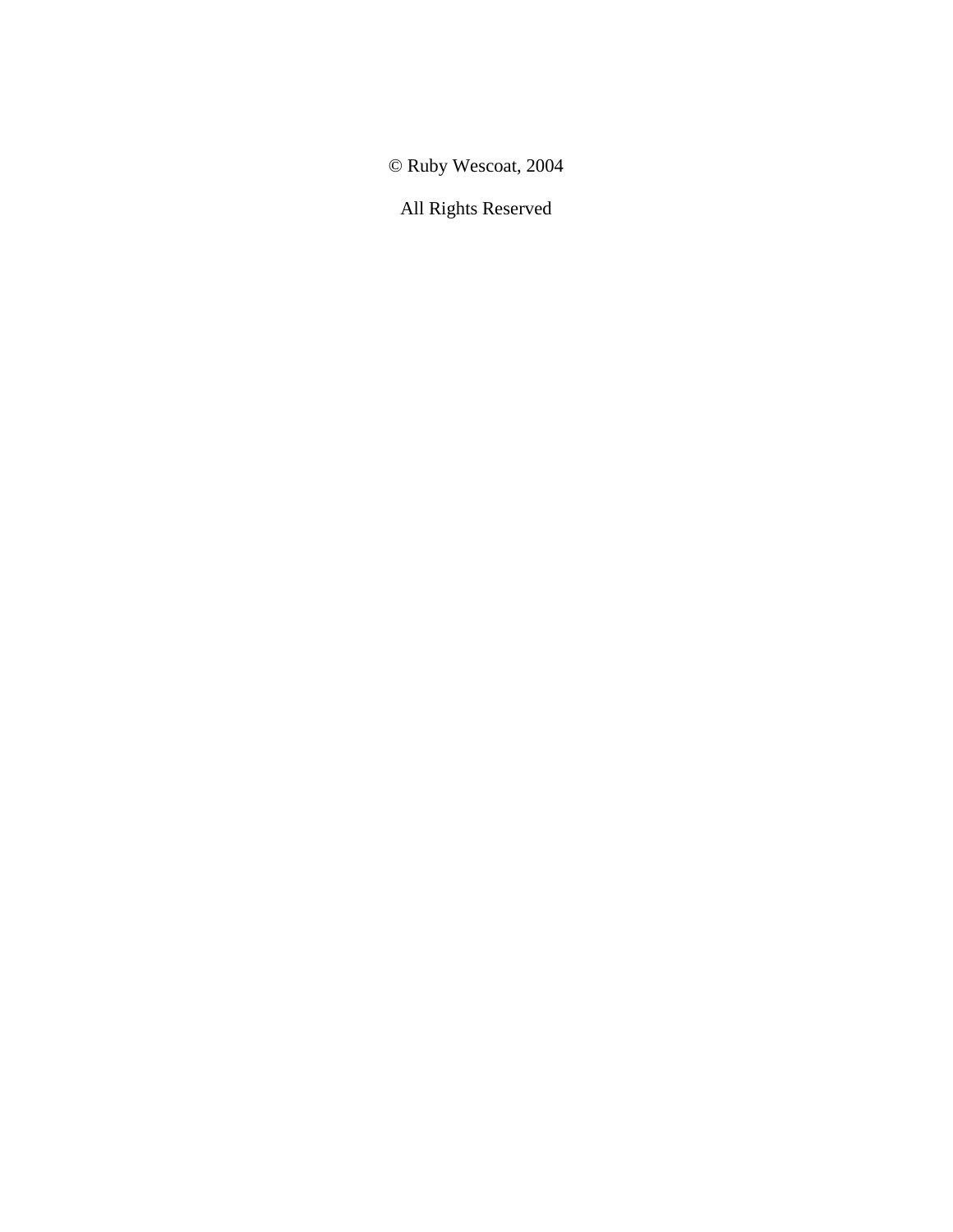© Ruby Wescoat, 2004

All Rights Reserved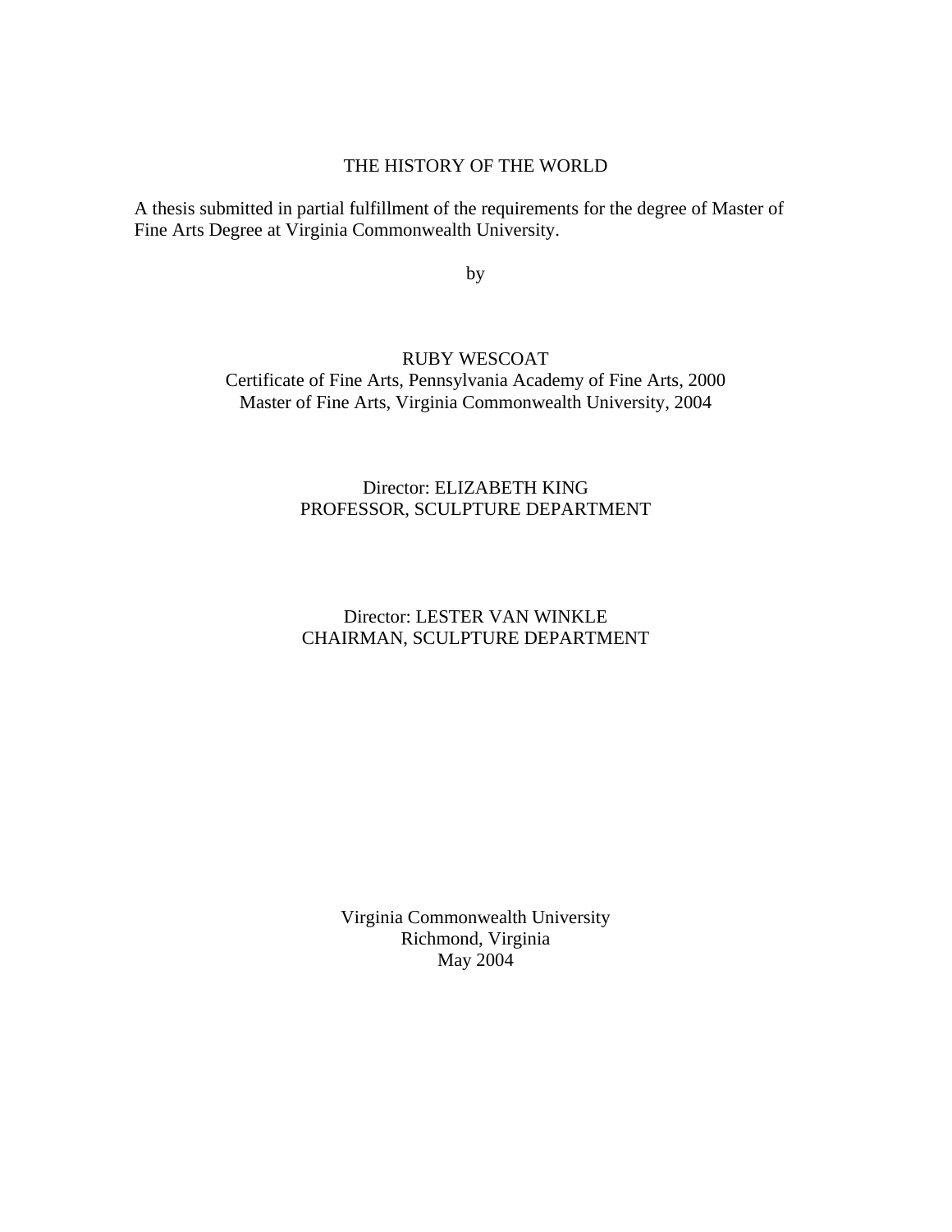# THE HISTORY OF THE WORLD

A thesis submitted in partial fulfillment of the requirements for the degree of Master of Fine Arts Degree at Virginia Commonwealth University.

by

RUBY WESCOAT
Certificate of Fine Arts, Pennsylvania Academy of Fine Arts, 2000
Master of Fine Arts, Virginia Commonwealth University, 2004

Director: ELIZABETH KING
PROFESSOR, SCULPTURE DEPARTMENT

Director: LESTER VAN WINKLE
CHAIRMAN, SCULPTURE DEPARTMENT

Virginia Commonwealth University
Richmond, Virginia
May 2004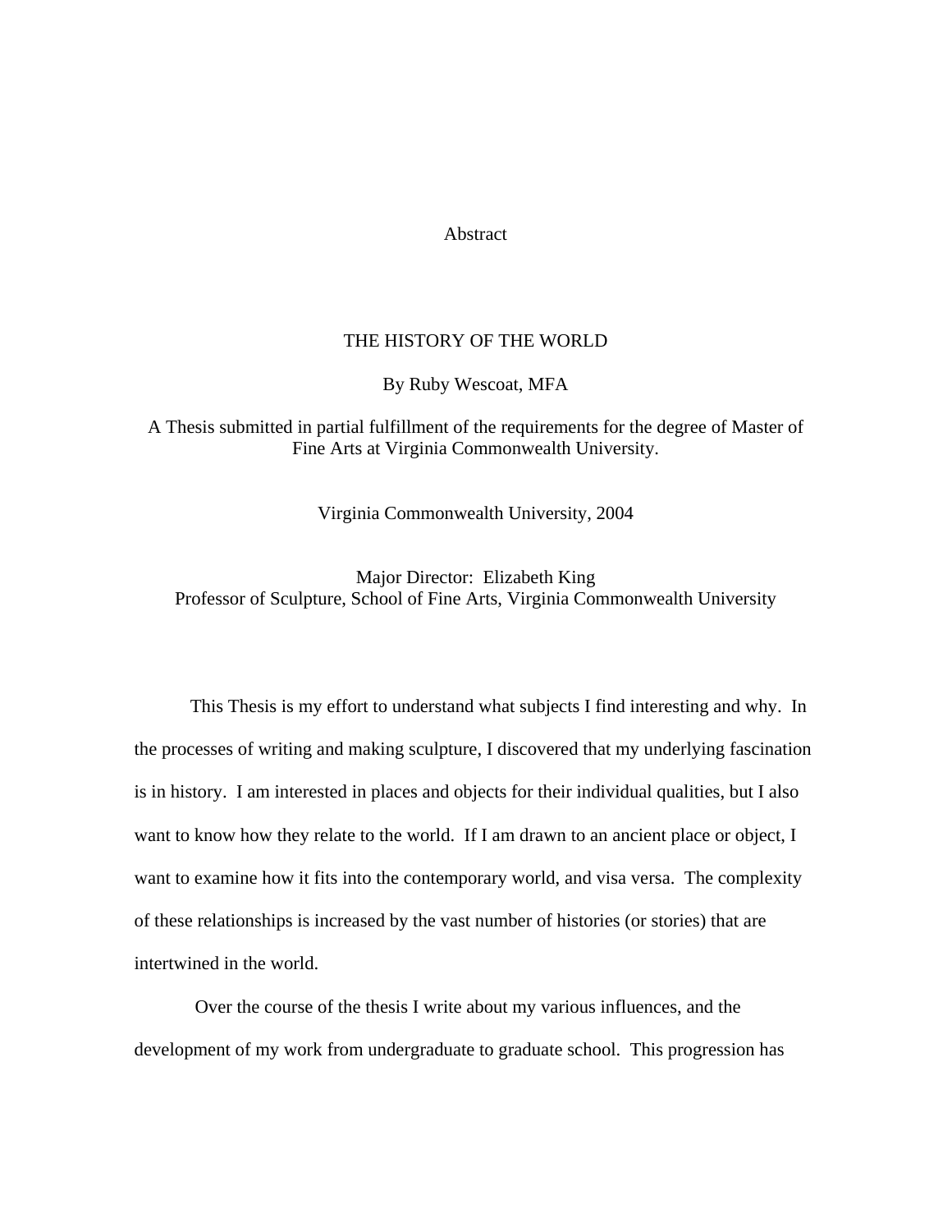# Abstract

## THE HISTORY OF THE WORLD

By Ruby Wescoat, MFA

A Thesis submitted in partial fulfillment of the requirements for the degree of Master of Fine Arts at Virginia Commonwealth University.

Virginia Commonwealth University, 2004

Major Director: Elizabeth King
Professor of Sculpture, School of Fine Arts, Virginia Commonwealth University

This Thesis is my effort to understand what subjects I find interesting and why. In the processes of writing and making sculpture, I discovered that my underlying fascination is in history. I am interested in places and objects for their individual qualities, but I also want to know how they relate to the world. If I am drawn to an ancient place or object, I want to examine how it fits into the contemporary world, and visa versa. The complexity of these relationships is increased by the vast number of histories (or stories) that are intertwined in the world.

Over the course of the thesis I write about my various influences, and the development of my work from undergraduate to graduate school. This progression has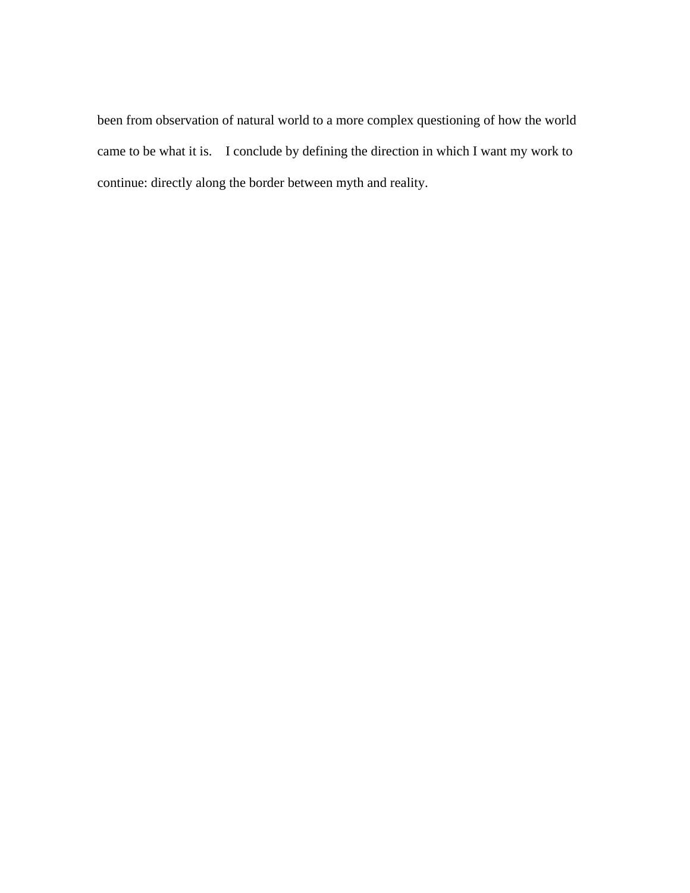been from observation of natural world to a more complex questioning of how the world came to be what it is. I conclude by defining the direction in which I want my work to continue: directly along the border between myth and reality.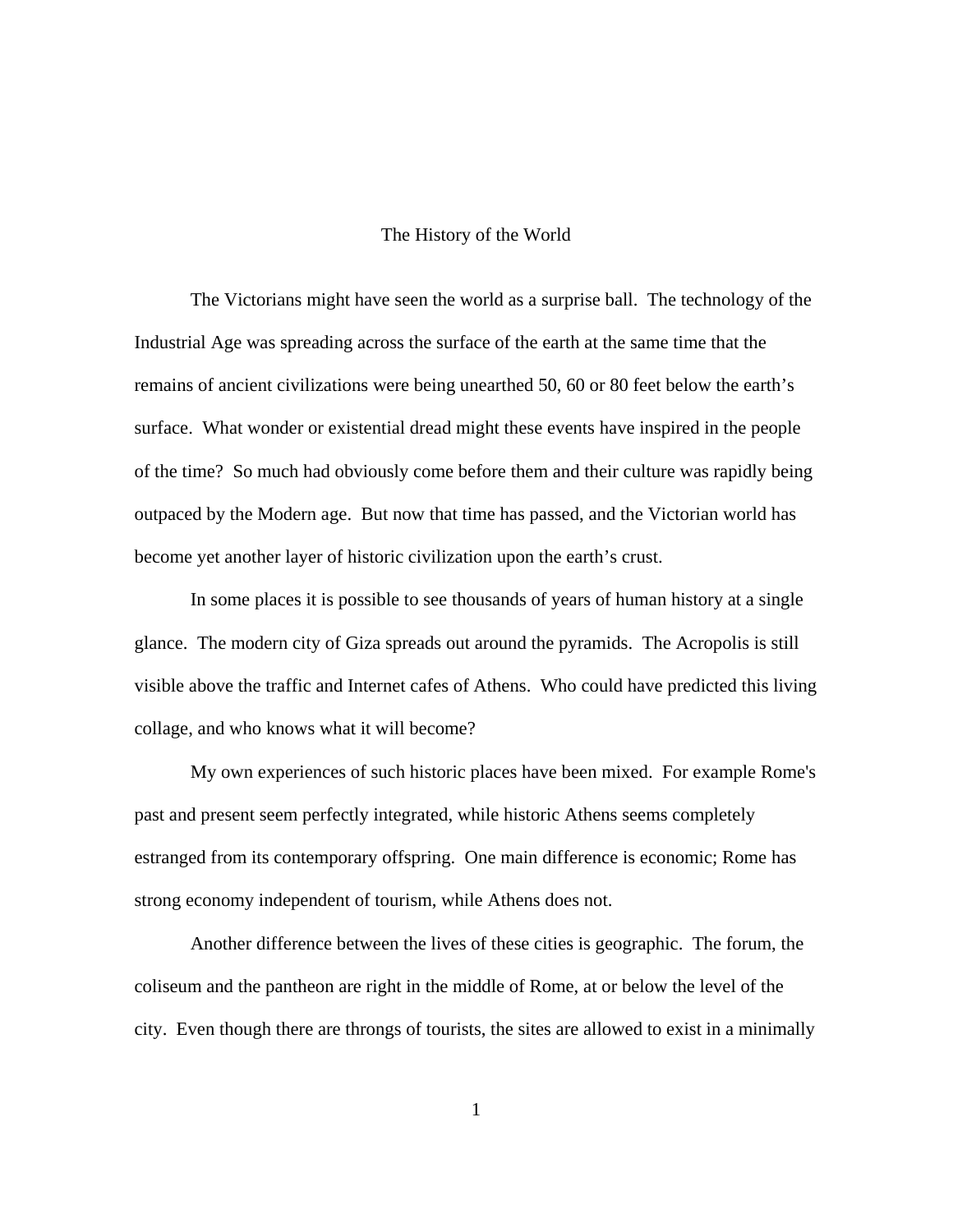# The History of the World

The Victorians might have seen the world as a surprise ball. The technology of the Industrial Age was spreading across the surface of the earth at the same time that the remains of ancient civilizations were being unearthed 50, 60 or 80 feet below the earth's surface. What wonder or existential dread might these events have inspired in the people of the time? So much had obviously come before them and their culture was rapidly being outpaced by the Modern age. But now that time has passed, and the Victorian world has become yet another layer of historic civilization upon the earth's crust.

In some places it is possible to see thousands of years of human history at a single glance. The modern city of Giza spreads out around the pyramids. The Acropolis is still visible above the traffic and Internet cafes of Athens. Who could have predicted this living collage, and who knows what it will become?

My own experiences of such historic places have been mixed. For example Rome's past and present seem perfectly integrated, while historic Athens seems completely estranged from its contemporary offspring. One main difference is economic; Rome has strong economy independent of tourism, while Athens does not.

Another difference between the lives of these cities is geographic. The forum, the coliseum and the pantheon are right in the middle of Rome, at or below the level of the city. Even though there are throngs of tourists, the sites are allowed to exist in a minimally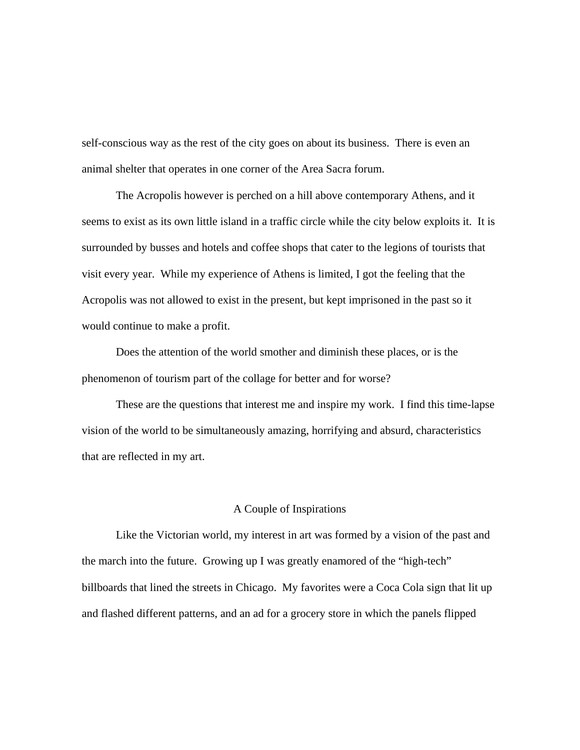self-conscious way as the rest of the city goes on about its business.  There is even an animal shelter that operates in one corner of the Area Sacra forum.

The Acropolis however is perched on a hill above contemporary Athens, and it seems to exist as its own little island in a traffic circle while the city below exploits it.  It is surrounded by busses and hotels and coffee shops that cater to the legions of tourists that visit every year.  While my experience of Athens is limited, I got the feeling that the Acropolis was not allowed to exist in the present, but kept imprisoned in the past so it would continue to make a profit.

Does the attention of the world smother and diminish these places, or is the phenomenon of tourism part of the collage for better and for worse?

These are the questions that interest me and inspire my work.  I find this time-lapse vision of the world to be simultaneously amazing, horrifying and absurd, characteristics that are reflected in my art.

## A Couple of Inspirations

Like the Victorian world, my interest in art was formed by a vision of the past and the march into the future.  Growing up I was greatly enamored of the "high-tech" billboards that lined the streets in Chicago.  My favorites were a Coca Cola sign that lit up and flashed different patterns, and an ad for a grocery store in which the panels flipped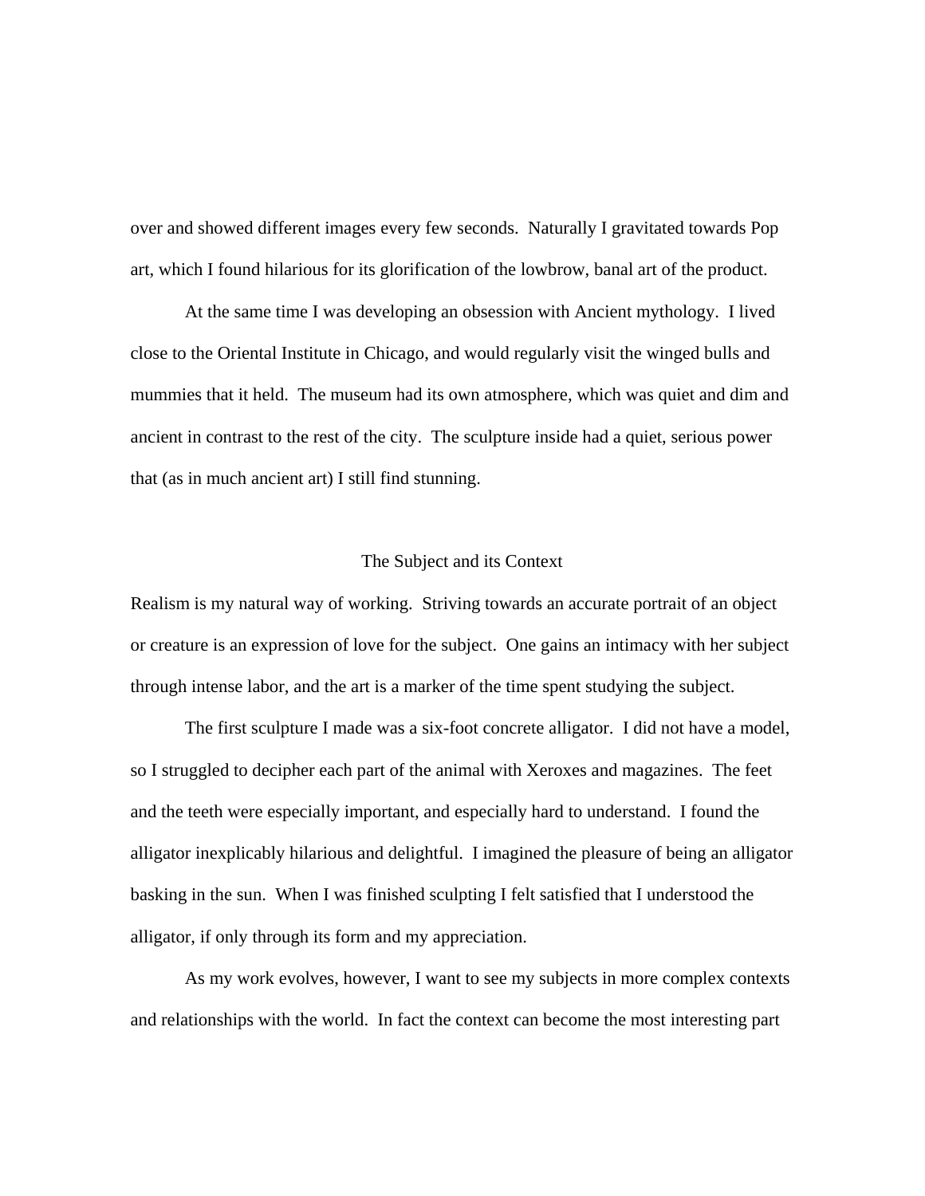over and showed different images every few seconds. Naturally I gravitated towards Pop art, which I found hilarious for its glorification of the lowbrow, banal art of the product.

At the same time I was developing an obsession with Ancient mythology. I lived close to the Oriental Institute in Chicago, and would regularly visit the winged bulls and mummies that it held. The museum had its own atmosphere, which was quiet and dim and ancient in contrast to the rest of the city. The sculpture inside had a quiet, serious power that (as in much ancient art) I still find stunning.

## The Subject and its Context

Realism is my natural way of working. Striving towards an accurate portrait of an object or creature is an expression of love for the subject. One gains an intimacy with her subject through intense labor, and the art is a marker of the time spent studying the subject.

The first sculpture I made was a six-foot concrete alligator. I did not have a model, so I struggled to decipher each part of the animal with Xeroxes and magazines. The feet and the teeth were especially important, and especially hard to understand. I found the alligator inexplicably hilarious and delightful. I imagined the pleasure of being an alligator basking in the sun. When I was finished sculpting I felt satisfied that I understood the alligator, if only through its form and my appreciation.

As my work evolves, however, I want to see my subjects in more complex contexts and relationships with the world. In fact the context can become the most interesting part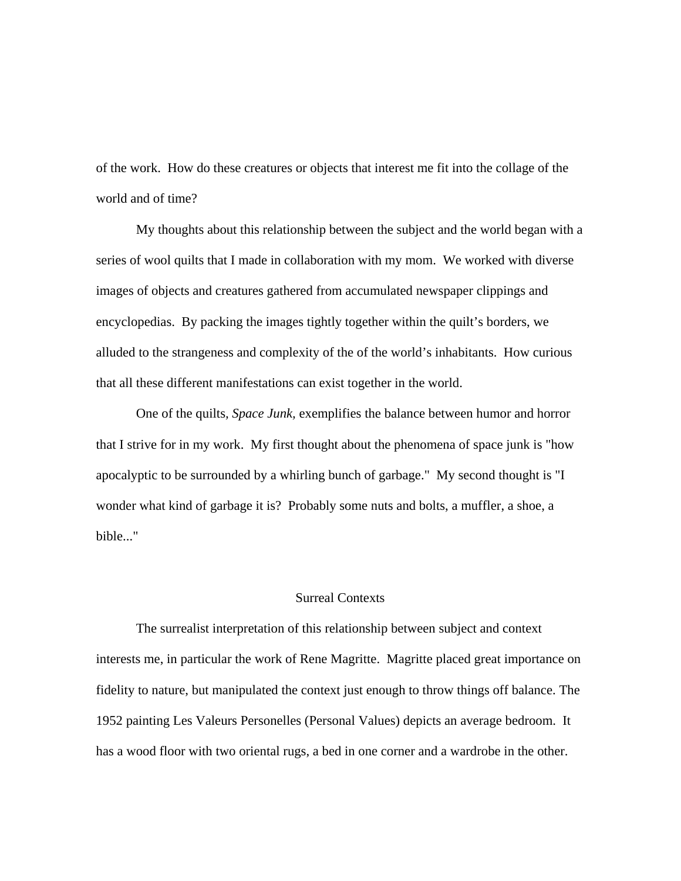of the work. How do these creatures or objects that interest me fit into the collage of the world and of time?

My thoughts about this relationship between the subject and the world began with a series of wool quilts that I made in collaboration with my mom. We worked with diverse images of objects and creatures gathered from accumulated newspaper clippings and encyclopedias. By packing the images tightly together within the quilt's borders, we alluded to the strangeness and complexity of the of the world's inhabitants. How curious that all these different manifestations can exist together in the world.

One of the quilts, *Space Junk,* exemplifies the balance between humor and horror that I strive for in my work. My first thought about the phenomena of space junk is "how apocalyptic to be surrounded by a whirling bunch of garbage." My second thought is "I wonder what kind of garbage it is? Probably some nuts and bolts, a muffler, a shoe, a bible..."

## Surreal Contexts

The surrealist interpretation of this relationship between subject and context interests me, in particular the work of Rene Magritte. Magritte placed great importance on fidelity to nature, but manipulated the context just enough to throw things off balance. The 1952 painting Les Valeurs Personelles (Personal Values) depicts an average bedroom. It has a wood floor with two oriental rugs, a bed in one corner and a wardrobe in the other.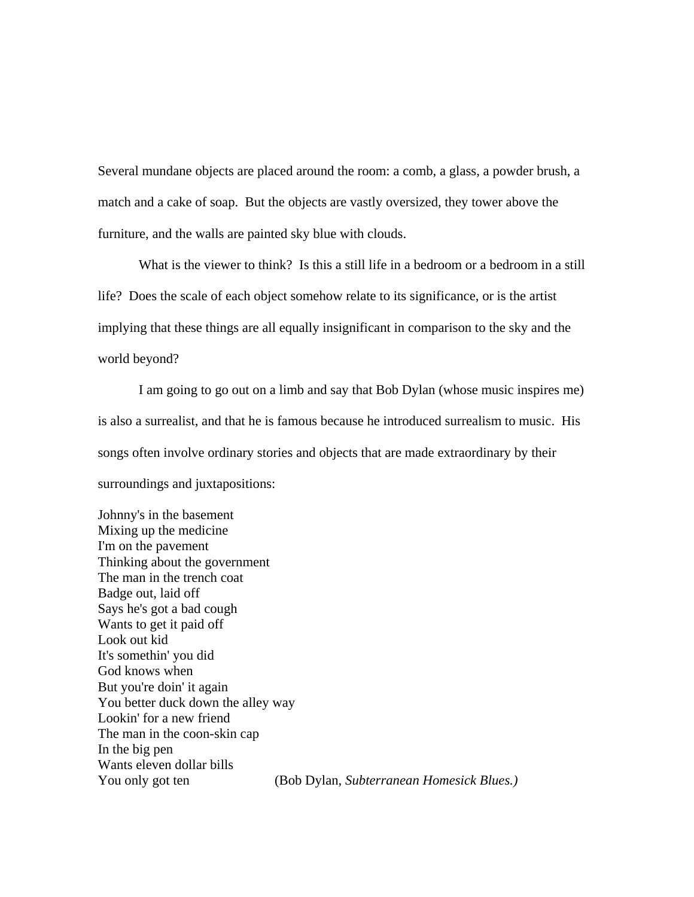Several mundane objects are placed around the room: a comb, a glass, a powder brush, a match and a cake of soap. But the objects are vastly oversized, they tower above the furniture, and the walls are painted sky blue with clouds.

What is the viewer to think? Is this a still life in a bedroom or a bedroom in a still life? Does the scale of each object somehow relate to its significance, or is the artist implying that these things are all equally insignificant in comparison to the sky and the world beyond?

I am going to go out on a limb and say that Bob Dylan (whose music inspires me) is also a surrealist, and that he is famous because he introduced surrealism to music. His songs often involve ordinary stories and objects that are made extraordinary by their surroundings and juxtapositions:

Johnny's in the basement  
Mixing up the medicine  
I'm on the pavement  
Thinking about the government  
The man in the trench coat  
Badge out, laid off  
Says he's got a bad cough  
Wants to get it paid off  
Look out kid  
It's somethin' you did  
God knows when  
But you're doin' it again  
You better duck down the alley way  
Lookin' for a new friend  
The man in the coon-skin cap  
In the big pen  
Wants eleven dollar bills  
You only got ten (Bob Dylan, *Subterranean Homesick Blues.)*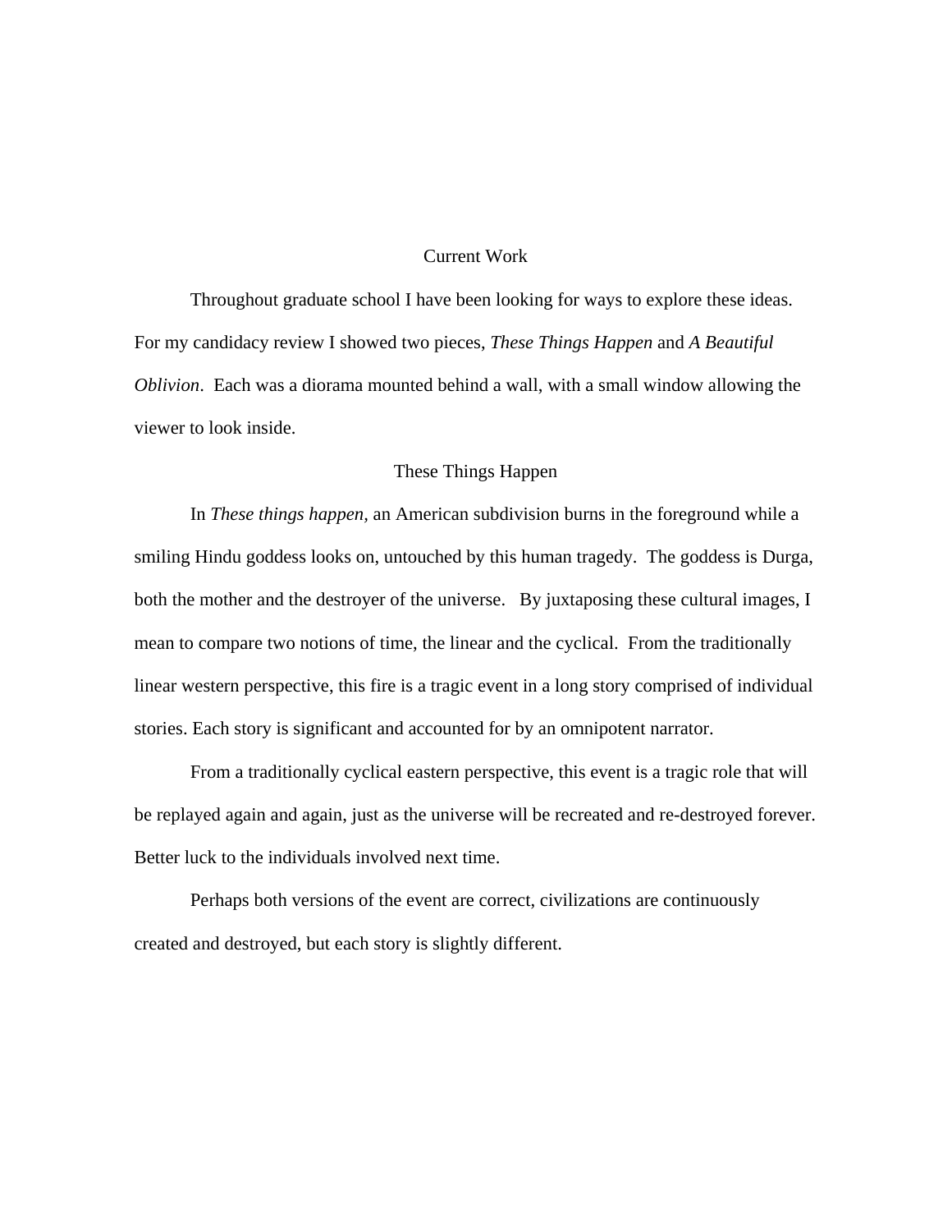## Current Work

Throughout graduate school I have been looking for ways to explore these ideas. For my candidacy review I showed two pieces, *These Things Happen* and *A Beautiful Oblivion*. Each was a diorama mounted behind a wall, with a small window allowing the viewer to look inside.

### These Things Happen

In *These things happen,* an American subdivision burns in the foreground while a smiling Hindu goddess looks on, untouched by this human tragedy. The goddess is Durga, both the mother and the destroyer of the universe. By juxtaposing these cultural images, I mean to compare two notions of time, the linear and the cyclical. From the traditionally linear western perspective, this fire is a tragic event in a long story comprised of individual stories. Each story is significant and accounted for by an omnipotent narrator.

From a traditionally cyclical eastern perspective, this event is a tragic role that will be replayed again and again, just as the universe will be recreated and re-destroyed forever. Better luck to the individuals involved next time.

Perhaps both versions of the event are correct, civilizations are continuously created and destroyed, but each story is slightly different.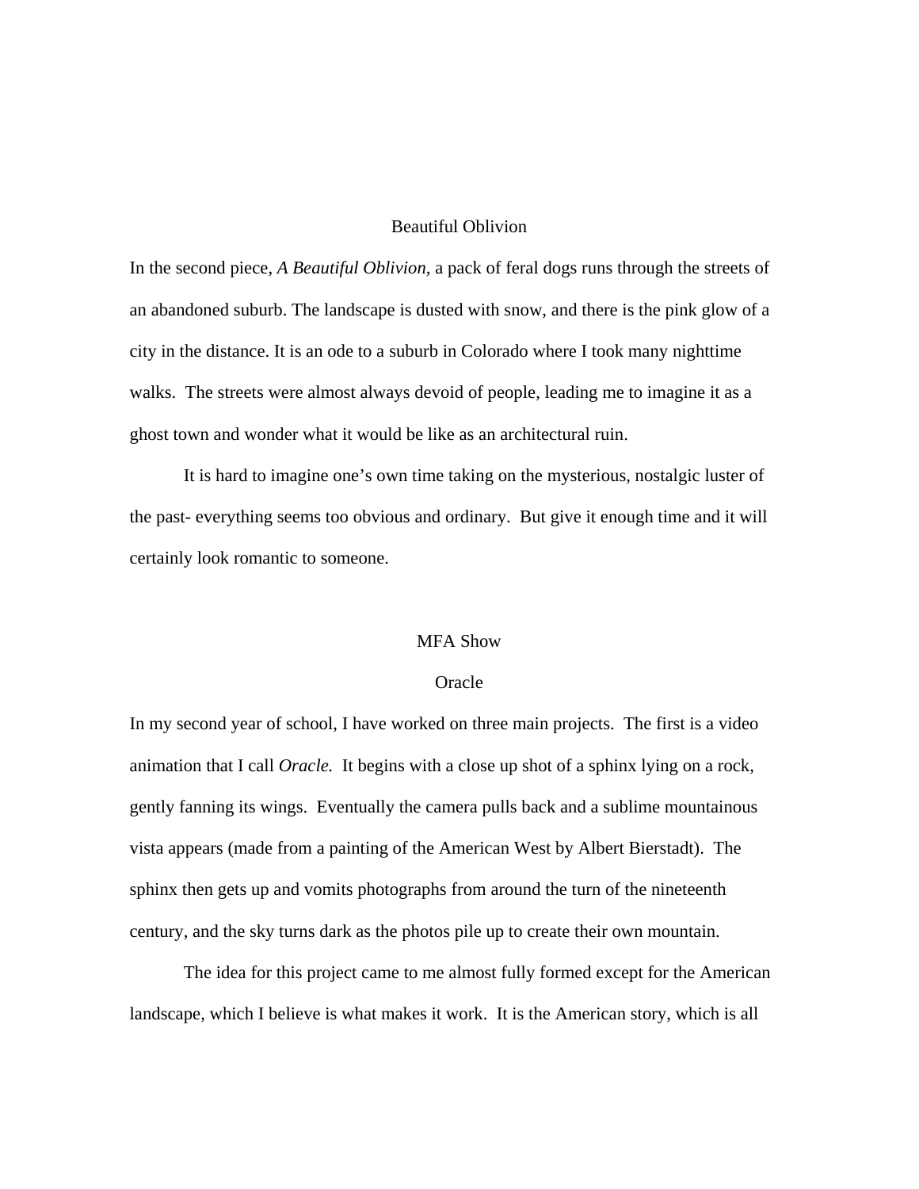## Beautiful Oblivion

In the second piece, *A Beautiful Oblivion*, a pack of feral dogs runs through the streets of an abandoned suburb. The landscape is dusted with snow, and there is the pink glow of a city in the distance. It is an ode to a suburb in Colorado where I took many nighttime walks. The streets were almost always devoid of people, leading me to imagine it as a ghost town and wonder what it would be like as an architectural ruin.

It is hard to imagine one's own time taking on the mysterious, nostalgic luster of the past- everything seems too obvious and ordinary. But give it enough time and it will certainly look romantic to someone.

# MFA Show

## Oracle

In my second year of school, I have worked on three main projects. The first is a video animation that I call *Oracle.* It begins with a close up shot of a sphinx lying on a rock, gently fanning its wings. Eventually the camera pulls back and a sublime mountainous vista appears (made from a painting of the American West by Albert Bierstadt). The sphinx then gets up and vomits photographs from around the turn of the nineteenth century, and the sky turns dark as the photos pile up to create their own mountain.

The idea for this project came to me almost fully formed except for the American landscape, which I believe is what makes it work. It is the American story, which is all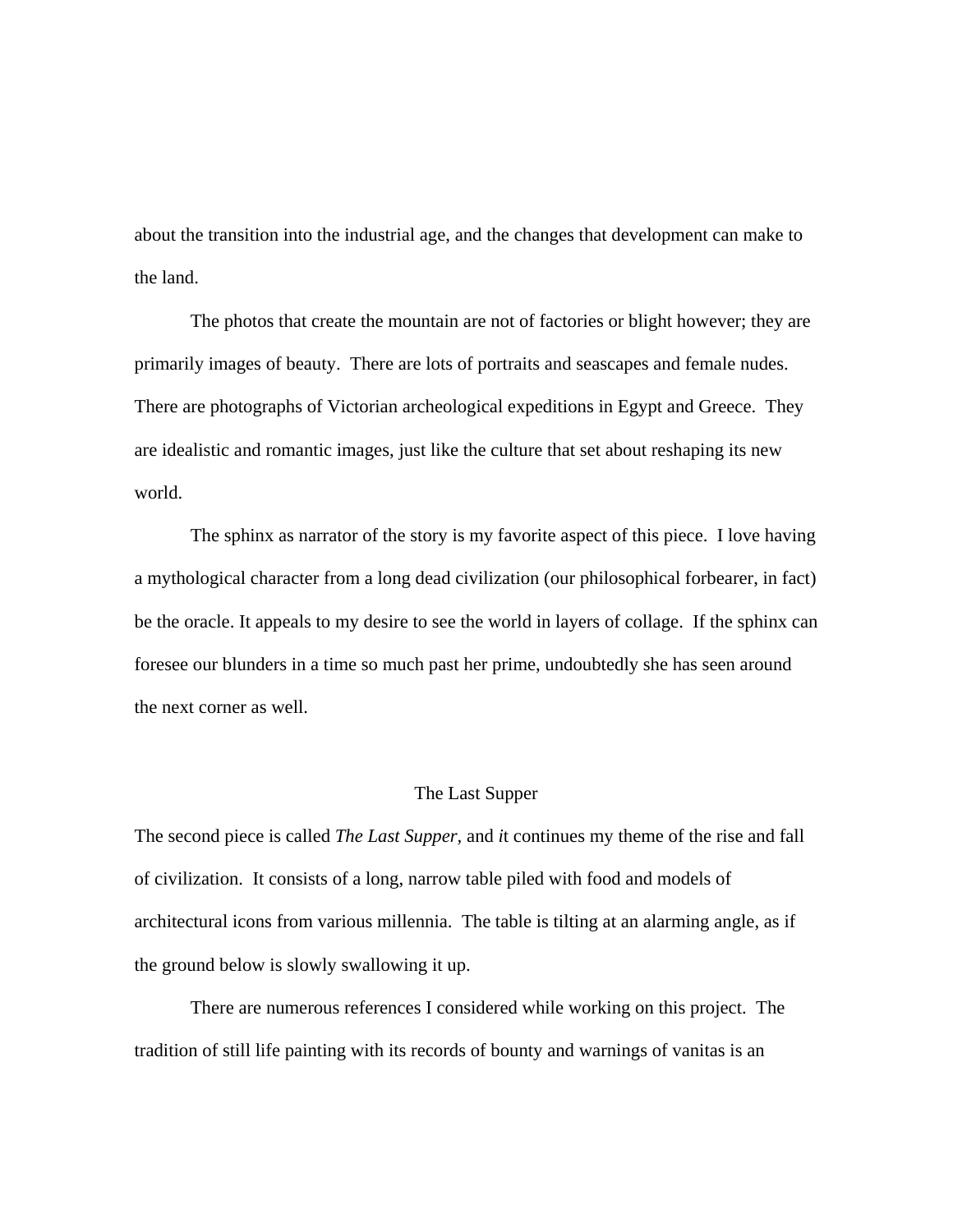about the transition into the industrial age, and the changes that development can make to the land.

The photos that create the mountain are not of factories or blight however; they are primarily images of beauty. There are lots of portraits and seascapes and female nudes. There are photographs of Victorian archeological expeditions in Egypt and Greece. They are idealistic and romantic images, just like the culture that set about reshaping its new world.

The sphinx as narrator of the story is my favorite aspect of this piece. I love having a mythological character from a long dead civilization (our philosophical forbearer, in fact) be the oracle. It appeals to my desire to see the world in layers of collage. If the sphinx can foresee our blunders in a time so much past her prime, undoubtedly she has seen around the next corner as well.

## The Last Supper

The second piece is called *The Last Supper*, and *i*t continues my theme of the rise and fall of civilization. It consists of a long, narrow table piled with food and models of architectural icons from various millennia. The table is tilting at an alarming angle, as if the ground below is slowly swallowing it up.

There are numerous references I considered while working on this project. The tradition of still life painting with its records of bounty and warnings of vanitas is an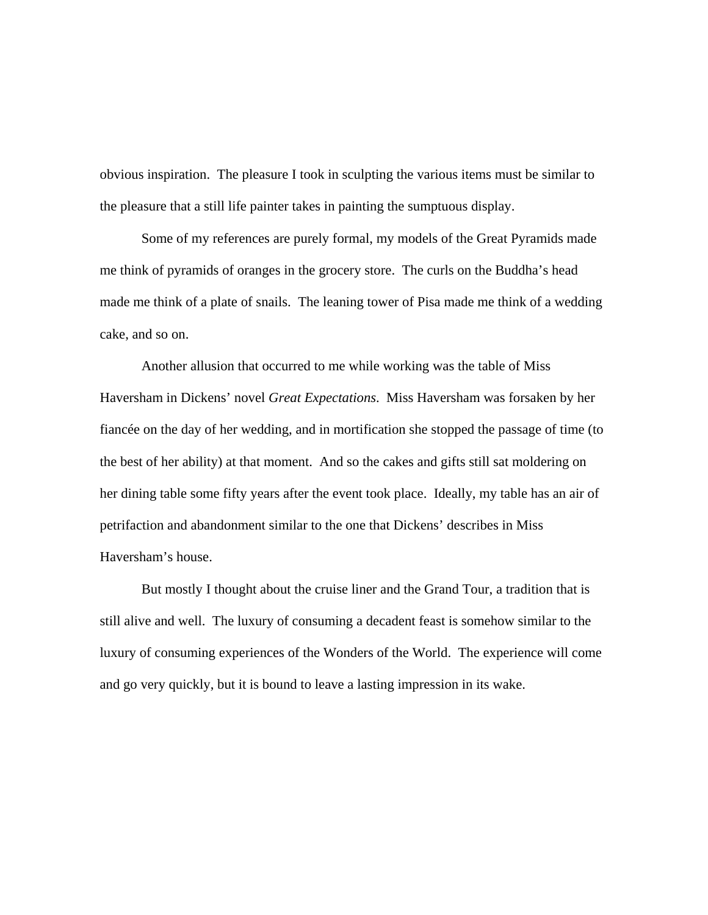obvious inspiration.  The pleasure I took in sculpting the various items must be similar to the pleasure that a still life painter takes in painting the sumptuous display.

Some of my references are purely formal, my models of the Great Pyramids made me think of pyramids of oranges in the grocery store.  The curls on the Buddha's head made me think of a plate of snails.  The leaning tower of Pisa made me think of a wedding cake, and so on.

Another allusion that occurred to me while working was the table of Miss Haversham in Dickens' novel *Great Expectations*.  Miss Haversham was forsaken by her fiancée on the day of her wedding, and in mortification she stopped the passage of time (to the best of her ability) at that moment.  And so the cakes and gifts still sat moldering on her dining table some fifty years after the event took place.  Ideally, my table has an air of petrifaction and abandonment similar to the one that Dickens' describes in Miss Haversham's house.

But mostly I thought about the cruise liner and the Grand Tour, a tradition that is still alive and well.  The luxury of consuming a decadent feast is somehow similar to the luxury of consuming experiences of the Wonders of the World.  The experience will come and go very quickly, but it is bound to leave a lasting impression in its wake.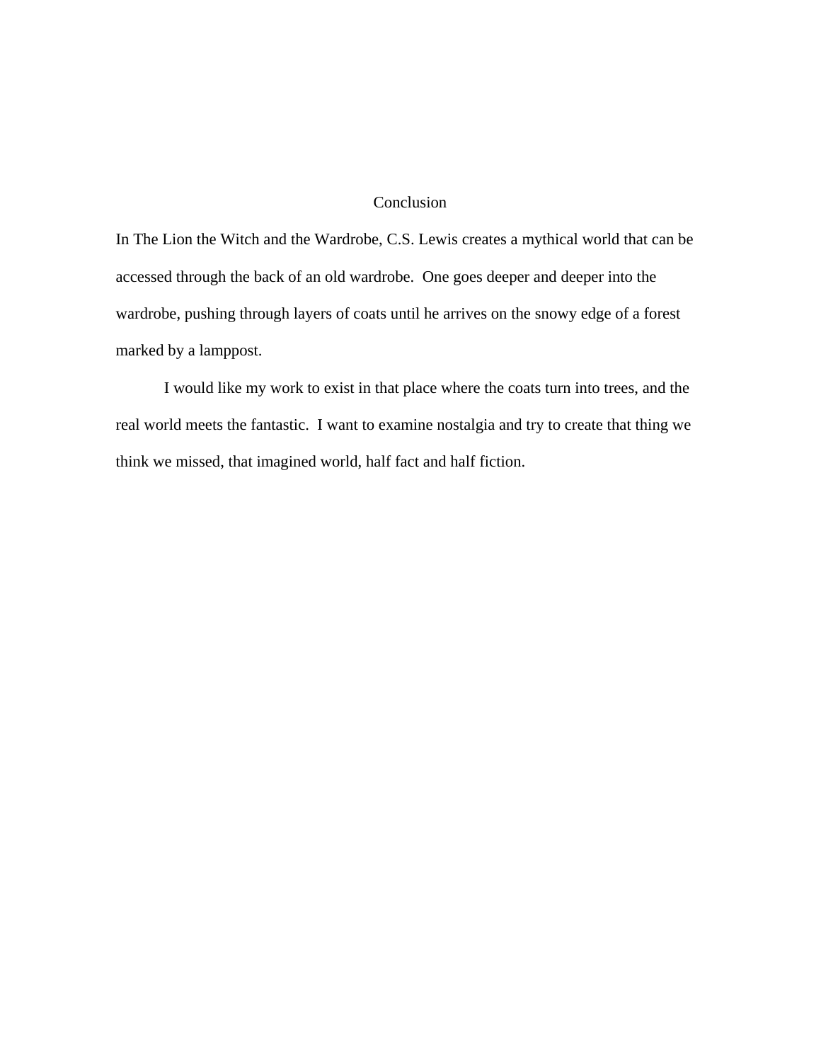# Conclusion

In The Lion the Witch and the Wardrobe, C.S. Lewis creates a mythical world that can be accessed through the back of an old wardrobe.  One goes deeper and deeper into the wardrobe, pushing through layers of coats until he arrives on the snowy edge of a forest marked by a lamppost.

I would like my work to exist in that place where the coats turn into trees, and the real world meets the fantastic.  I want to examine nostalgia and try to create that thing we think we missed, that imagined world, half fact and half fiction.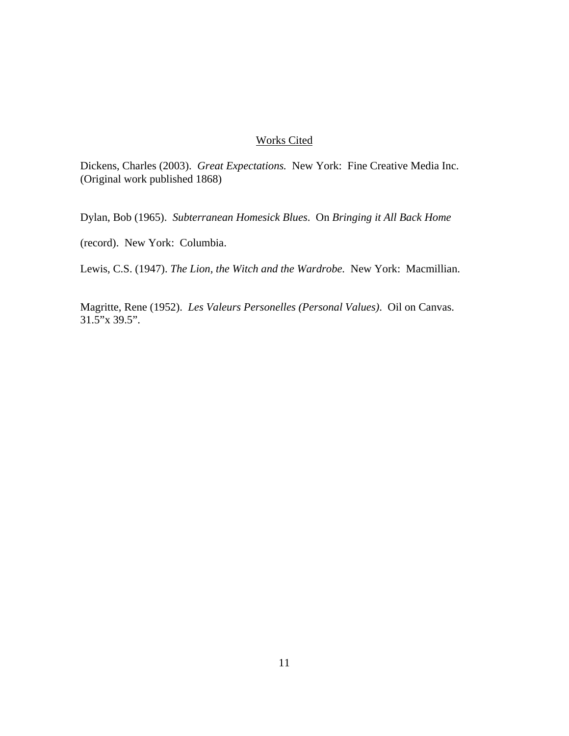## Works Cited

Dickens, Charles (2003). *Great Expectations.* New York: Fine Creative Media Inc. (Original work published 1868)

Dylan, Bob (1965). *Subterranean Homesick Blues*. On *Bringing it All Back Home*

(record). New York: Columbia.

Lewis, C.S. (1947). *The Lion, the Witch and the Wardrobe.* New York: Macmillian.

Magritte, Rene (1952). *Les Valeurs Personelles (Personal Values)*. Oil on Canvas. 31.5"x 39.5".